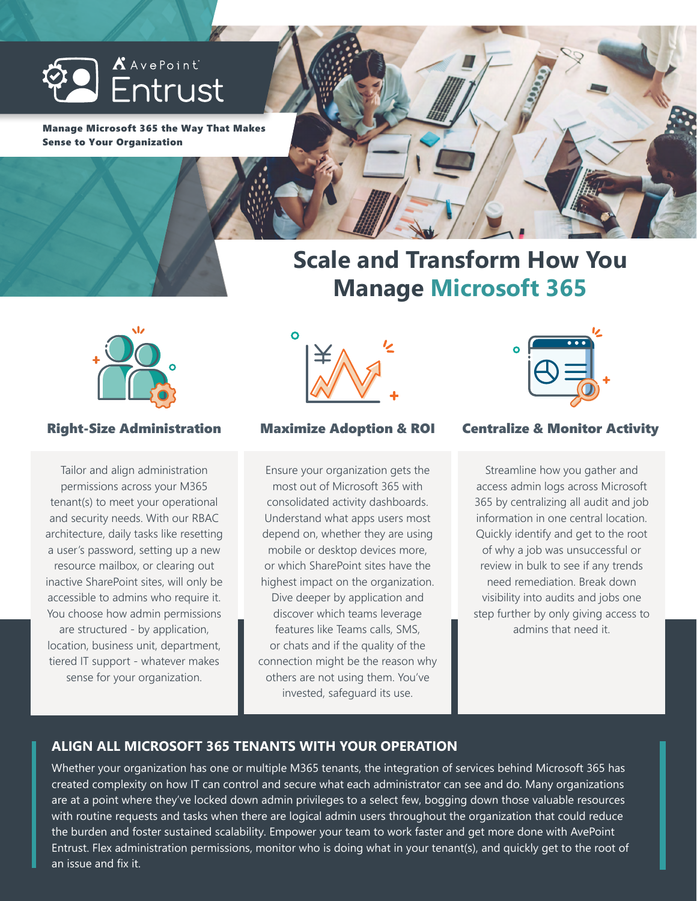AvePoint Entrust

**Manage Microsoft 365 the Way That Makes Sense to Your Organization**

# Scale and Transform How You Manage Microsoft 365

### Right-Size Administration

Tailor and align administration permissions across your M365 tenant(s) to meet your operational and security needs. With our RBAC architecture, daily tasks like resetting a user's password, setting up a new resource mailbox, or clearing out inactive SharePoint sites, will only be accessible to admins who require it. You choose how admin permissions are structured - by application, location, business unit, department, tiered IT support - whatever makes sense for your organization.

### Maximize Adoption & ROI

Ensure your organization gets the most out of Microsoft 365 with consolidated activity dashboards. Understand what apps users most depend on, whether they are using mobile or desktop devices more, or which SharePoint sites have the highest impact on the organization. Dive deeper by application and discover which teams leverage features like Teams calls, SMS, or chats and if the quality of the connection might be the reason why others are not using them. You've invested, safeguard its use.

### Centralize & Monitor Activity

Streamline how you gather and access admin logs across Microsoft 365 by centralizing all audit and job information in one central location. Quickly identify and get to the root of why a job was unsuccessful or review in bulk to see if any trends need remediation. Break down visibility into audits and jobs one step further by only giving access to admins that need it.

## ALIGN ALL MICROSOFT 365 TENANTS WITH YOUR OPERATION

Whether your organization has one or multiple M365 tenants, the integration of services behind Microsoft 365 has created complexity on how IT can control and secure what each administrator can see and do. Many organizations are at a point where they've locked down admin privileges to a select few, bogging down those valuable resources with routine requests and tasks when there are logical admin users throughout the organization that could reduce the burden and foster sustained scalability. Empower your team to work faster and get more done with AvePoint Entrust. Flex administration permissions, monitor who is doing what in your tenant(s), and quickly get to the root of an issue and fix it.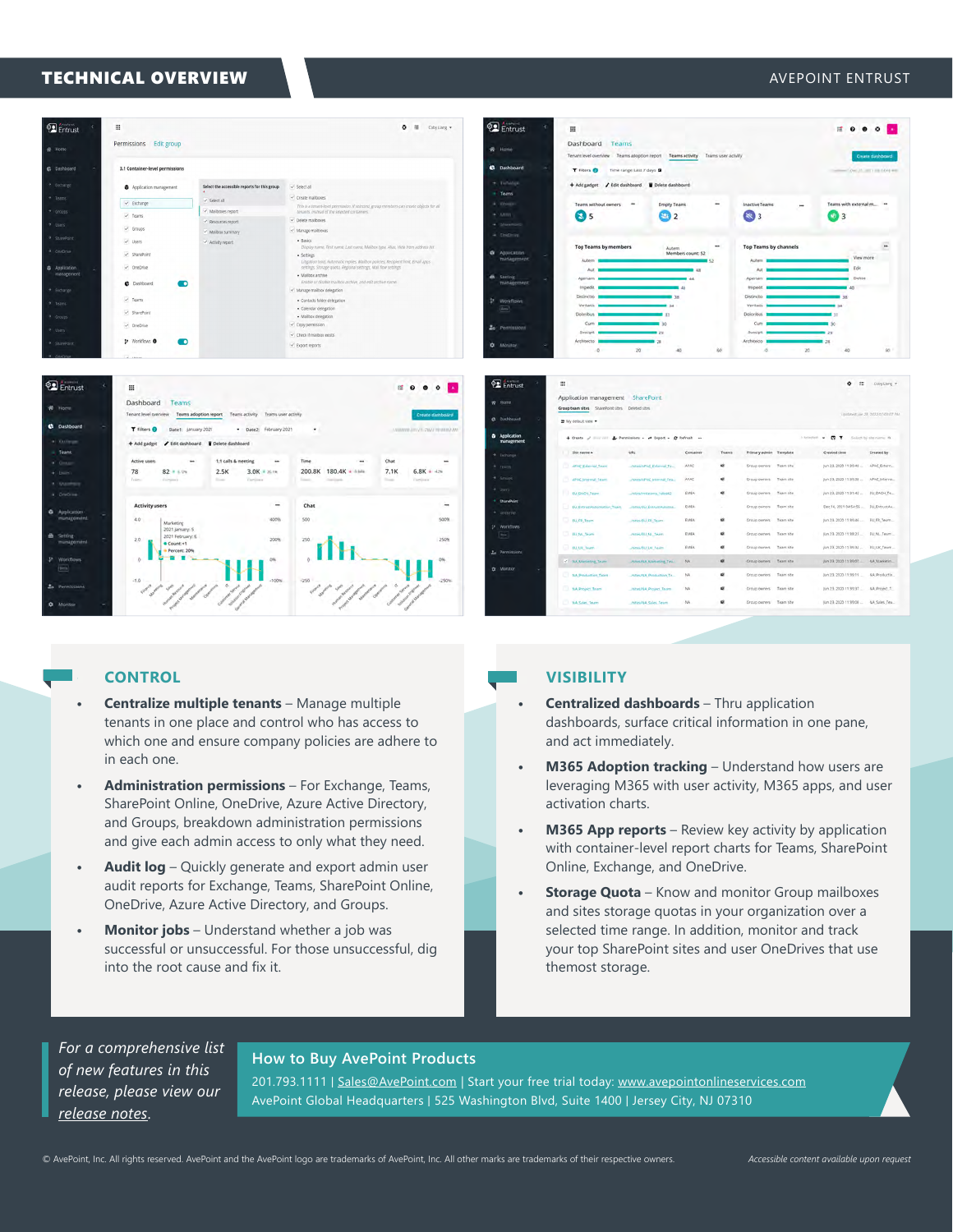## CONTROL

- **Centralize multiple tenants** – Manage multiple tenants in one place and control who has access to which one and ensure company policies are adhere to in each one.
- **Administration permissions** – For Exchange, Teams, SharePoint Online, OneDrive, Azure Active Directory, and Groups, breakdown administration permissions and give each admin access to only what they need.
- **Audit log** – Quickly generate and export admin user audit reports for Exchange, Teams, SharePoint Online, OneDrive, Azure Active Directory, and Groups.
- **Monitor jobs** – Understand whether a job was successful or unsuccessful. For those unsuccessful, dig into the root cause and fix it.

## VISIBILITY

- **Centralized dashboards** – Thru application dashboards, surface critical information in one pane, and act immediately.
- **M365 Adoption tracking** – Understand how users are leveraging M365 with user activity, M365 apps, and user activation charts.
- **M365 App reports** – Review key activity by application with container-level report charts for Teams, SharePoint Online, Exchange, and OneDrive.
- **Storage Quota** – Know and monitor Group mailboxes and sites storage quotas in your organization over a selected time range. In addition, monitor and track your top SharePoint sites and user OneDrives that use themost storage.

*For a comprehensive list of new features in this release, please view our release notes.*

### How to Buy AvePoint Products

201.793.1111 | Sales@AvePoint.com | Start your free trial today: www.avepointonlineservices.com

AvePoint Global Headquarters | 525 Washington Blvd, Suite 1400 | Jersey City, NJ 07310

© AvePoint, Inc. All rights reserved. AvePoint and the AvePoint logo are trademarks of AvePoint, Inc. All other marks are trademarks of their respective owners.

*Accessible content available upon request*